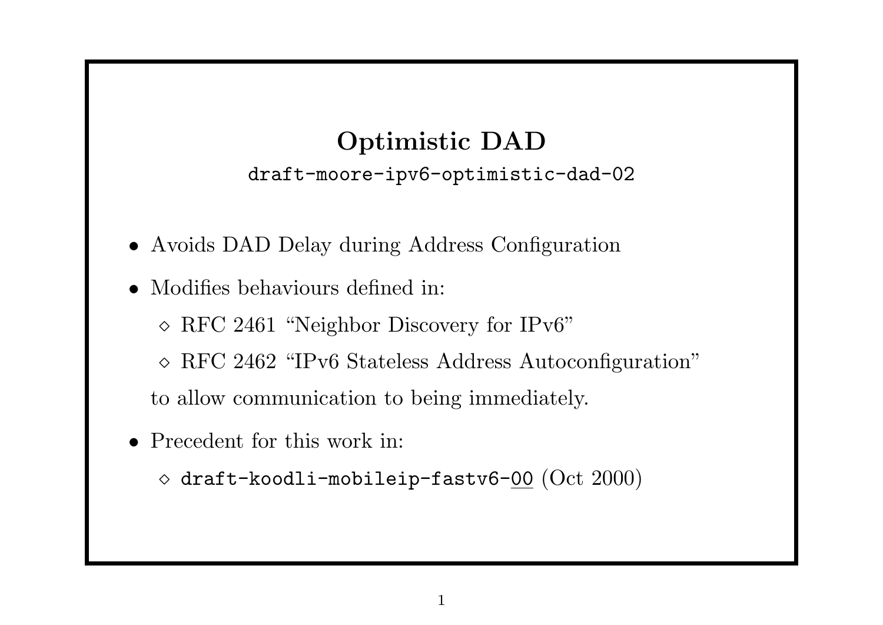# Optimistic DAD

`draft-moore-ipv6-optimistic-dad-02`

- Avoids DAD Delay during Address Configuration
- Modifies behaviours defined in:
  - ◇ RFC 2461 “Neighbor Discovery for IPv6”
  - ◇ RFC 2462 “IPv6 Stateless Address Autoconfiguration”

  to allow communication to being immediately.
- Precedent for this work in:
  - ◇ `draft-koodli-mobileip-fastv6-00` (Oct 2000)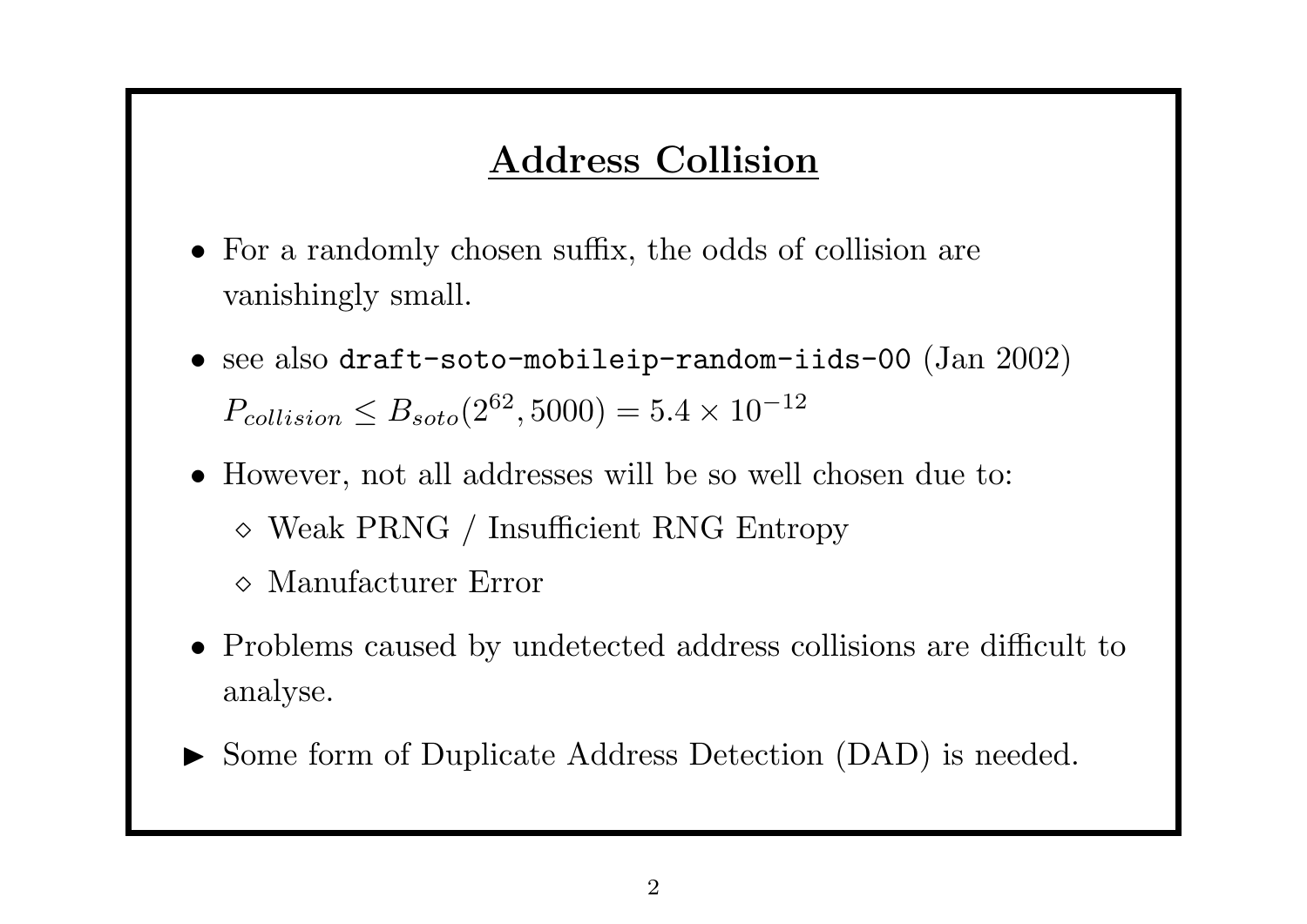## Address Collision

- For a randomly chosen suffix, the odds of collision are vanishingly small.
- see also `draft-soto-mobileip-random-iids-00` (Jan 2002) $P_{collision} \leq B_{soto}(2^{62}, 5000) = 5.4 \times 10^{-12}$
- However, not all addresses will be so well chosen due to:
  - ◇ Weak PRNG / Insufficient RNG Entropy
  - ◇ Manufacturer Error
- Problems caused by undetected address collisions are difficult to analyse.

► Some form of Duplicate Address Detection (DAD) is needed.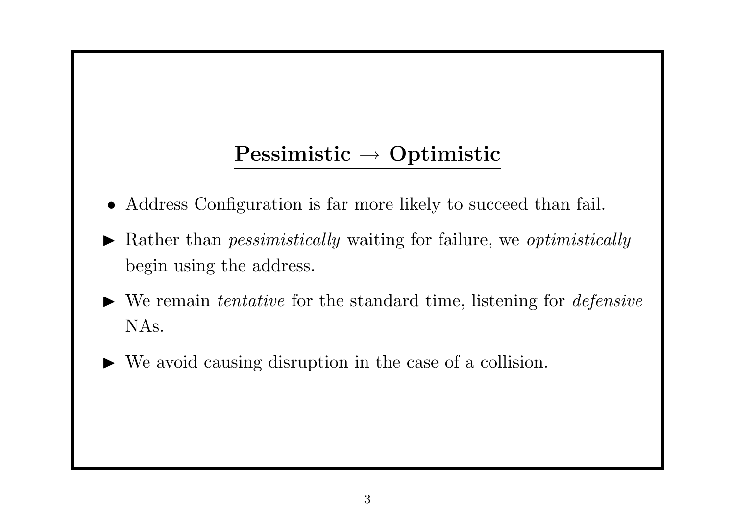## Pessimistic → Optimistic

- Address Configuration is far more likely to succeed than fail.
- Rather than *pessimistically* waiting for failure, we *optimistically* begin using the address.
- We remain *tentative* for the standard time, listening for *defensive* NAs.
- We avoid causing disruption in the case of a collision.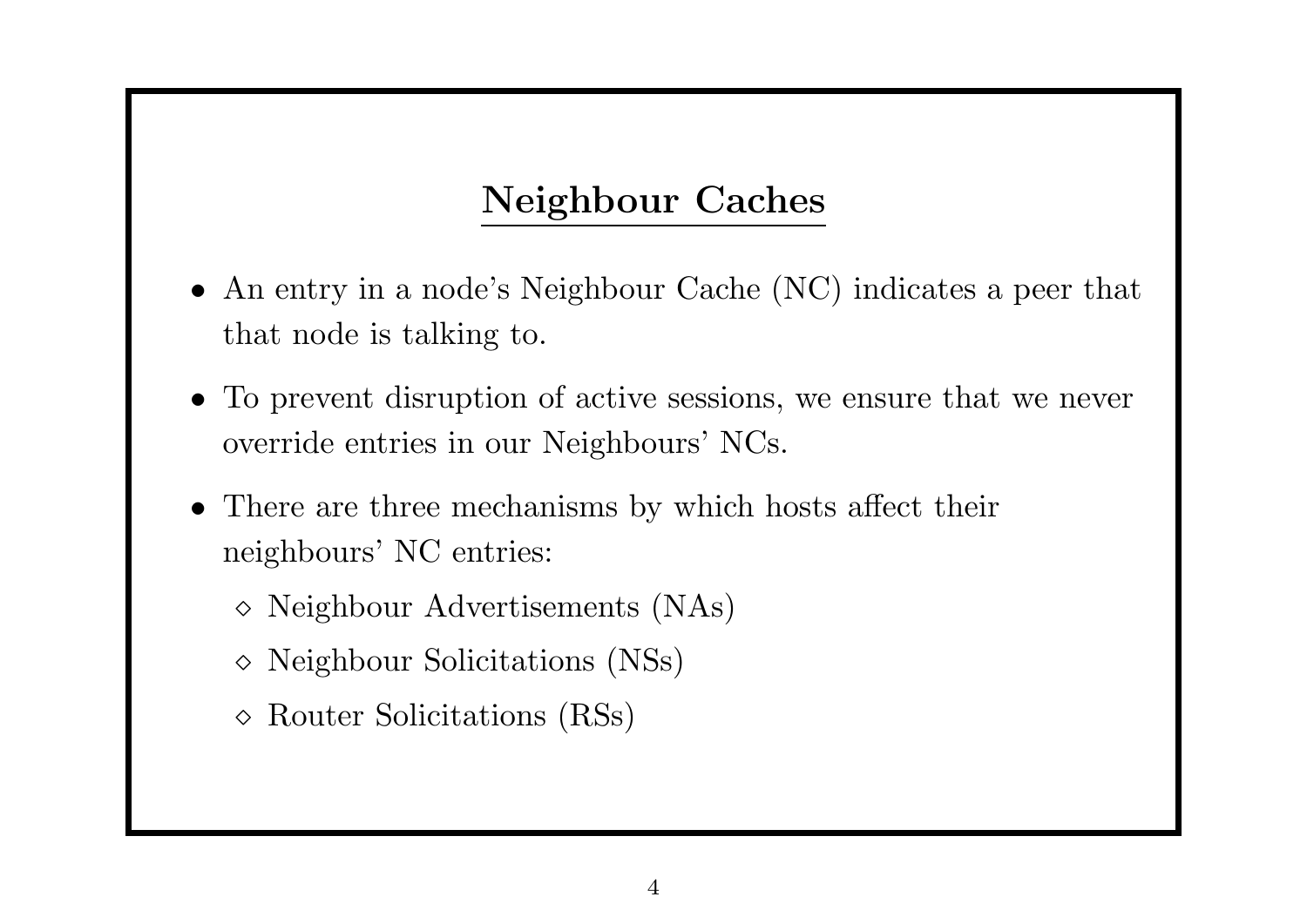## Neighbour Caches

- An entry in a node's Neighbour Cache (NC) indicates a peer that that node is talking to.
- To prevent disruption of active sessions, we ensure that we never override entries in our Neighbours' NCs.
- There are three mechanisms by which hosts affect their neighbours' NC entries:
  - Neighbour Advertisements (NAs)
  - Neighbour Solicitations (NSs)
  - Router Solicitations (RSs)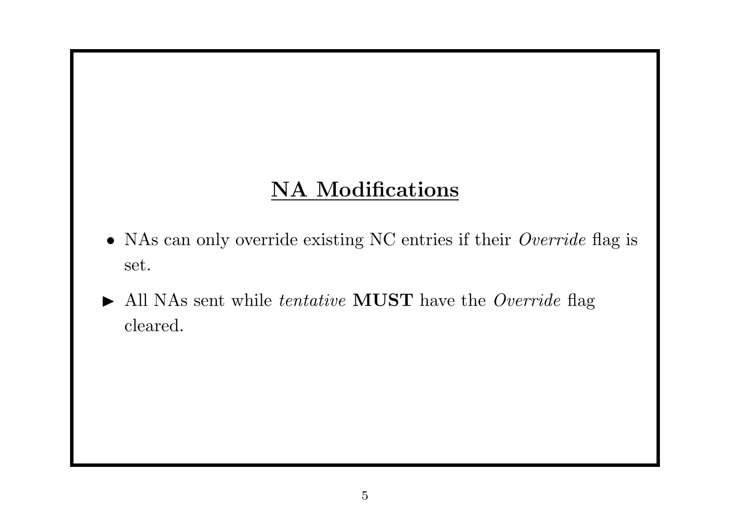## NA Modifications

- NAs can only override existing NC entries if their *Override* flag is set.
- ▶ All NAs sent while *tentative* **MUST** have the *Override* flag cleared.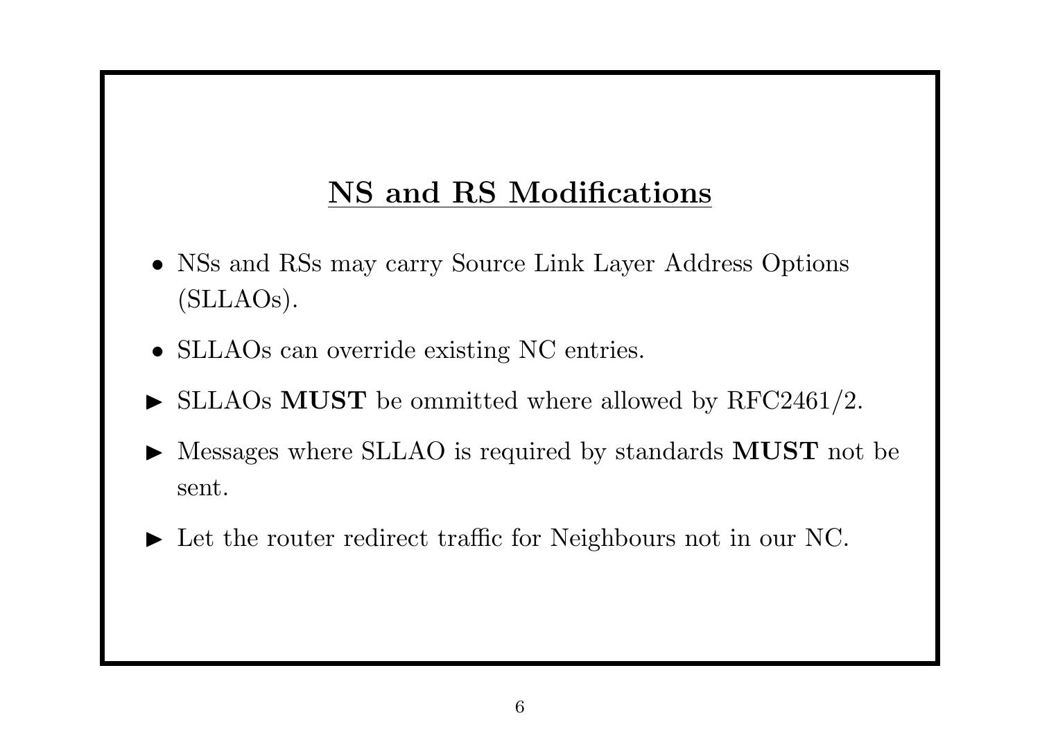## NS and RS Modifications

- NSs and RSs may carry Source Link Layer Address Options (SLLAOs).
- SLLAOs can override existing NC entries.
- ▶ SLLAOs **MUST** be ommitted where allowed by RFC2461/2.
- ▶ Messages where SLLAO is required by standards **MUST** not be sent.
- ▶ Let the router redirect traffic for Neighbours not in our NC.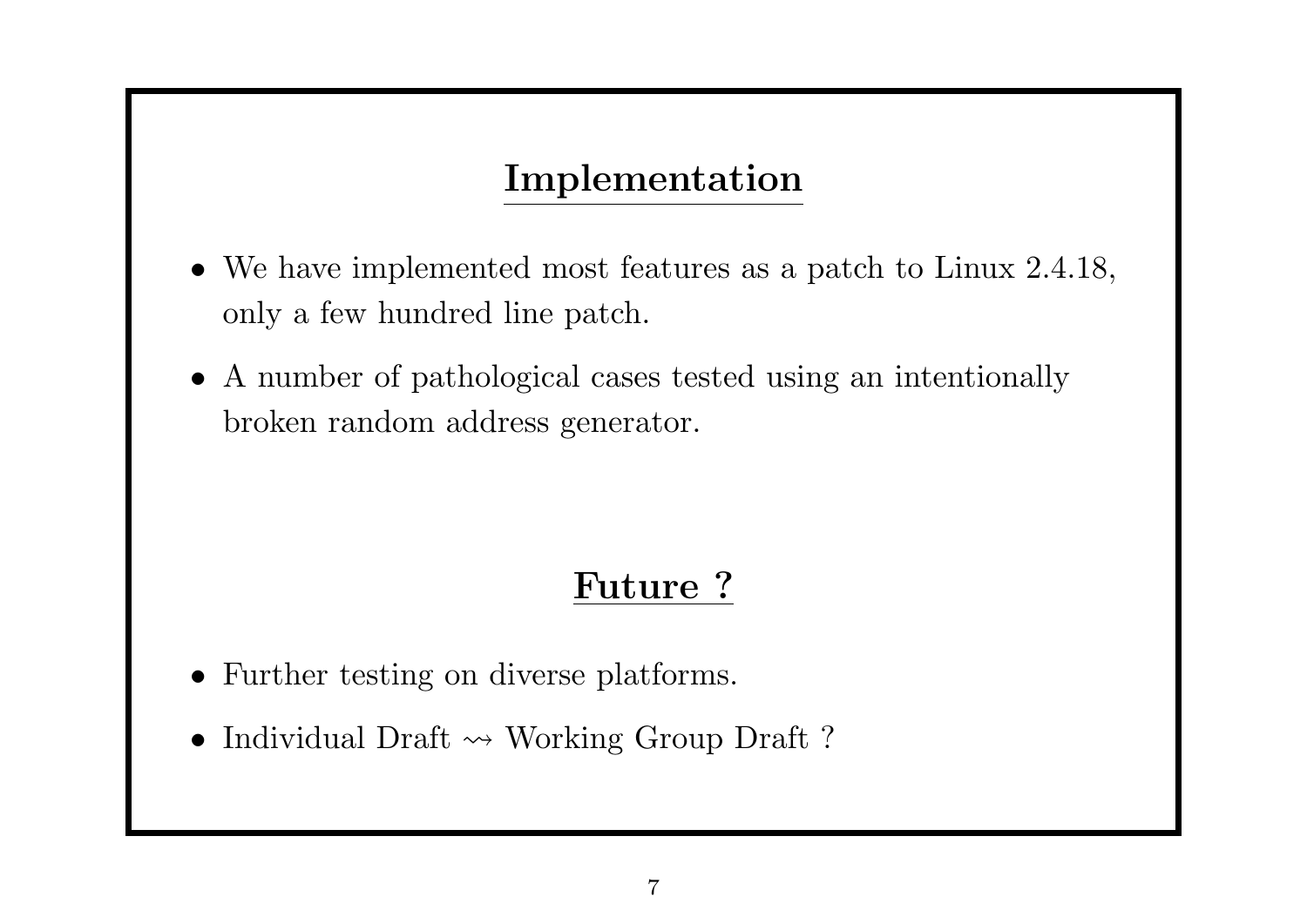## Implementation

- We have implemented most features as a patch to Linux 2.4.18, only a few hundred line patch.
- A number of pathological cases tested using an intentionally broken random address generator.

## Future ?

- Further testing on diverse platforms.
- Individual Draft $\rightsquigarrow$ Working Group Draft ?